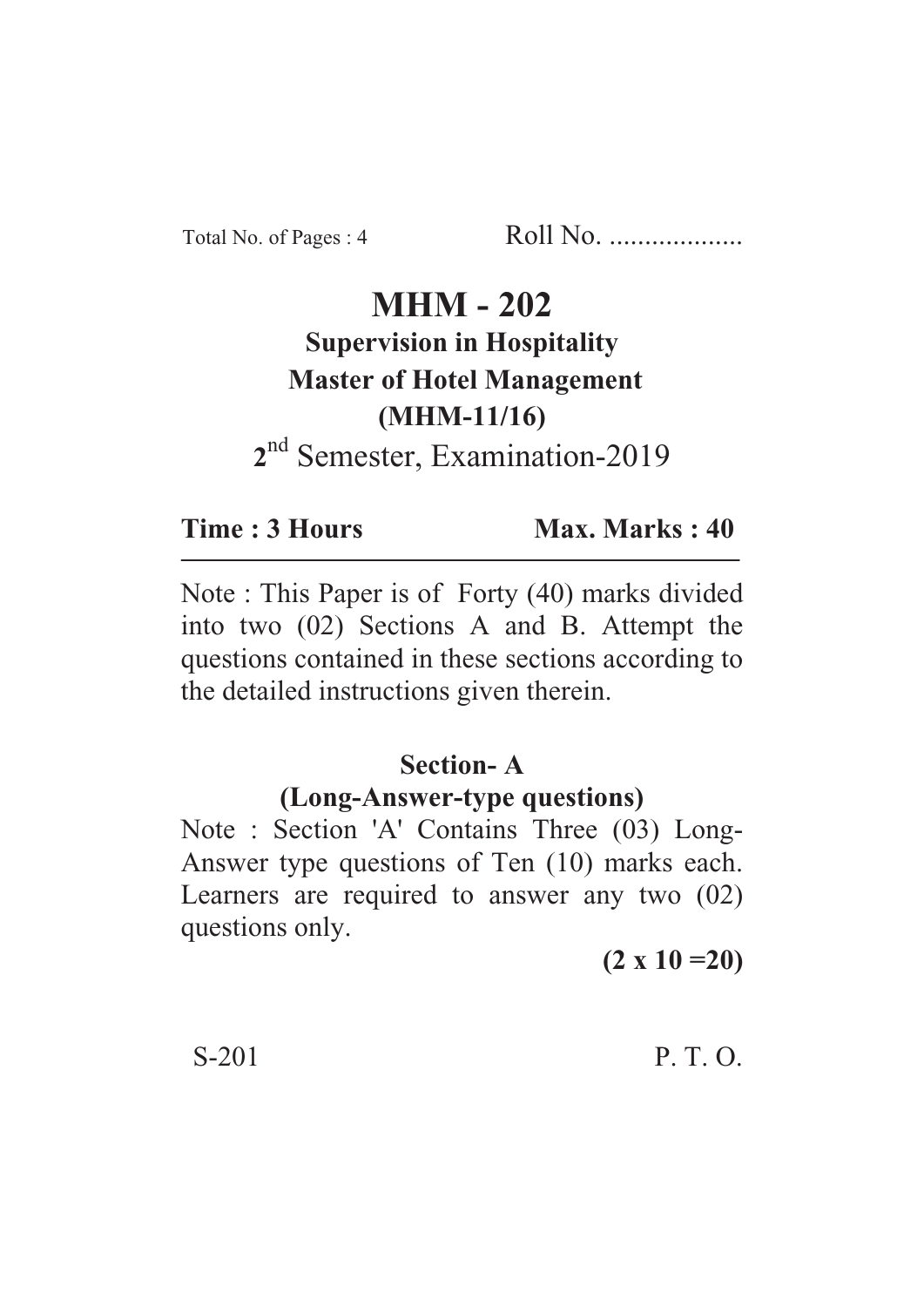Total No. of Pages : 4 Roll No. ...................

# MHM - 202

## Supervision in Hospitality

## Master of Hotel Management

## (MHM-11/16)

2nd Semester, Examination-2019

**Time : 3 Hours** **Max. Marks : 40**

Note : This Paper is of Forty (40) marks divided into two (02) Sections A and B. Attempt the questions contained in these sections according to the detailed instructions given therein.

## Section- A

### (Long-Answer-type questions)

Note : Section 'A' Contains Three (03) Long-Answer type questions of Ten (10) marks each. Learners are required to answer any two (02) questions only.

**(2 x 10 =20)**

S-201 P. T. O.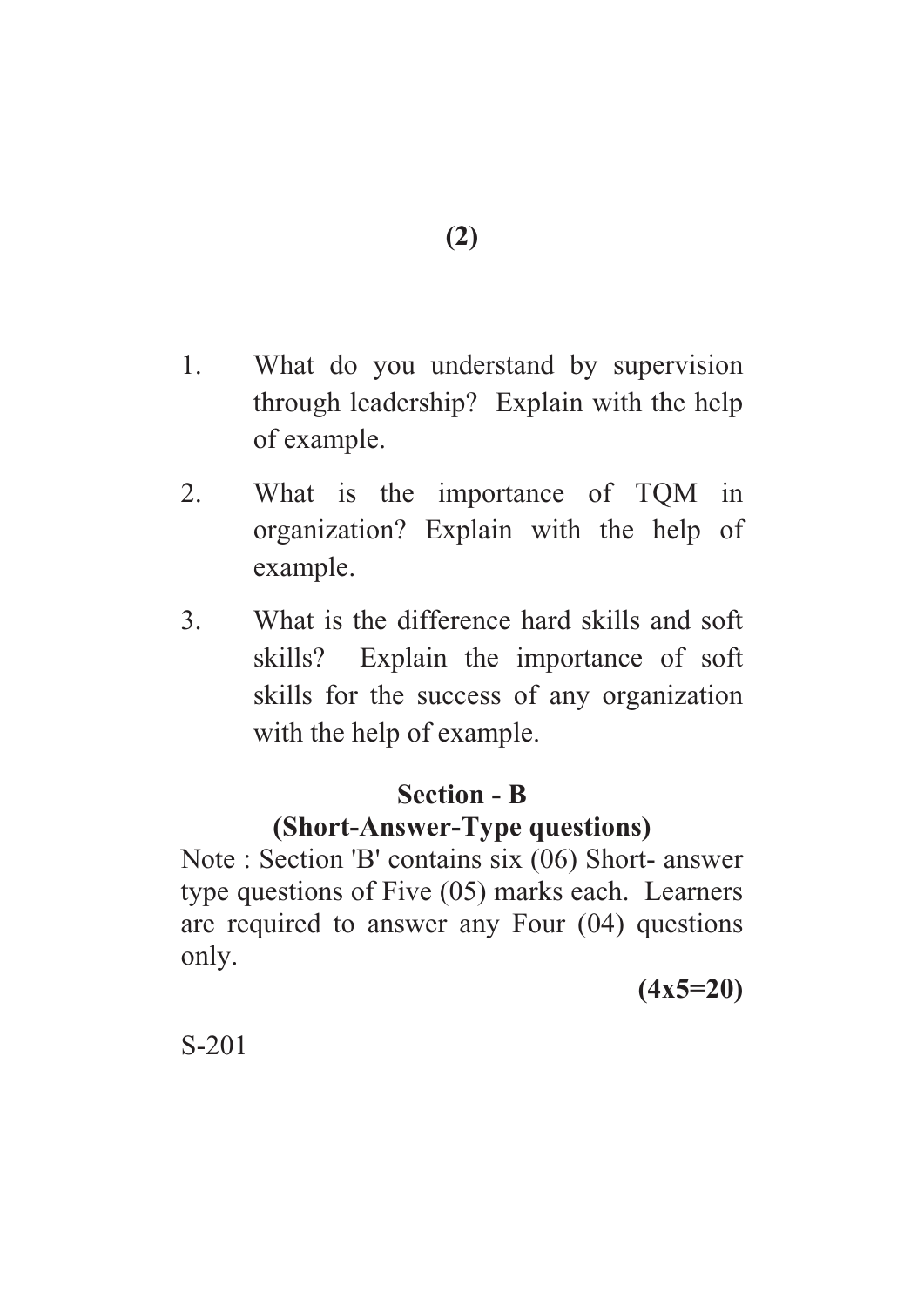1. What do you understand by supervision through leadership? Explain with the help of example.

2. What is the importance of TQM in organization? Explain with the help of example.

3. What is the difference hard skills and soft skills? Explain the importance of soft skills for the success of any organization with the help of example.

## Section - B

### (Short-Answer-Type questions)

Note : Section 'B' contains six (06) Short- answer type questions of Five (05) marks each. Learners are required to answer any Four (04) questions only.

**(4x5=20)**

S-201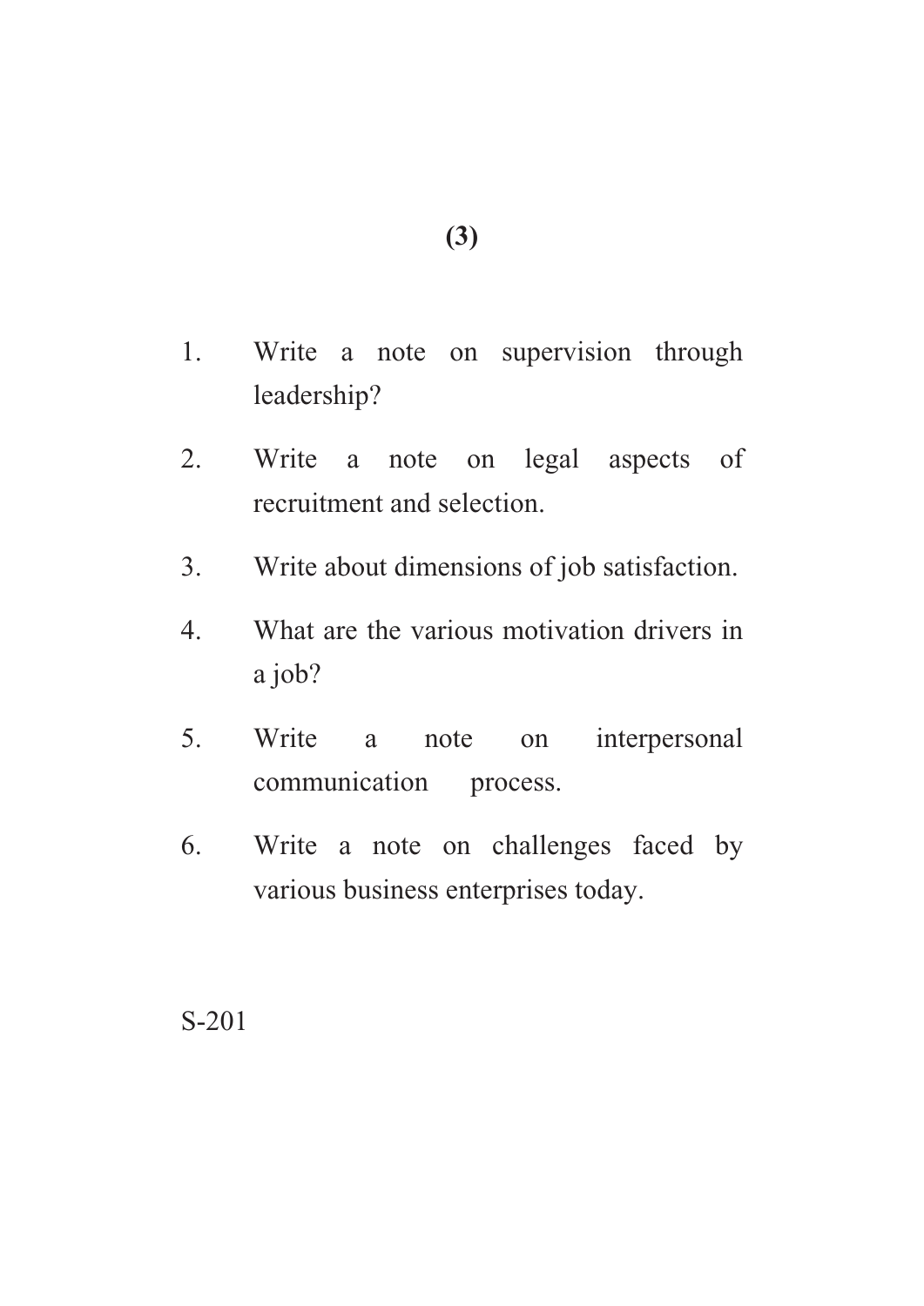1. Write a note on supervision through leadership?
2. Write a note on legal aspects of recruitment and selection.
3. Write about dimensions of job satisfaction.
4. What are the various motivation drivers in a job?
5. Write a note on interpersonal communication process.
6. Write a note on challenges faced by various business enterprises today.

S-201